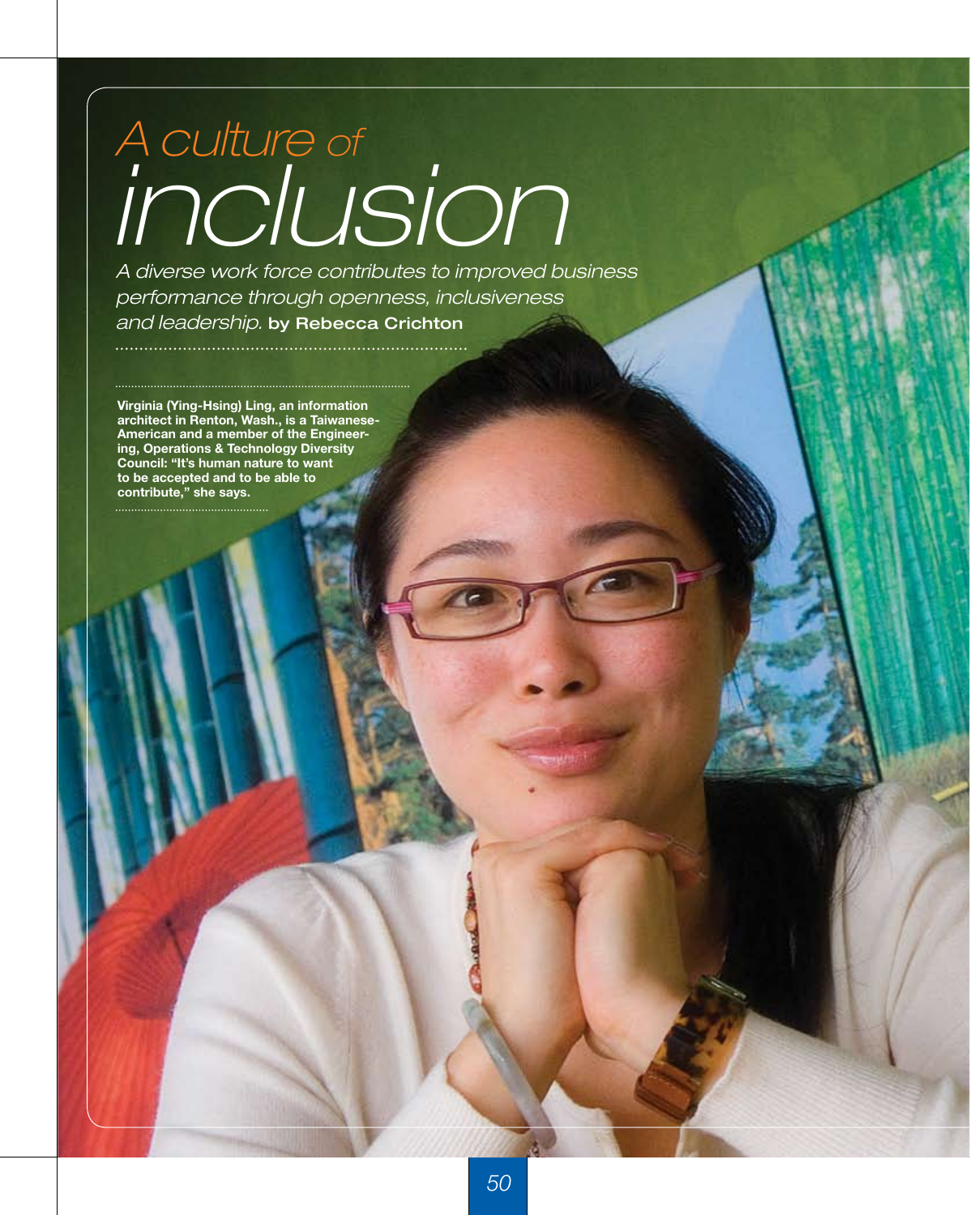# *A culture of inclusion*

*A diverse work force contributes to improved business performance through openness, inclusiveness and leadership.* **by Rebecca Crichton**

**Virginia (Ying-Hsing) Ling, an information architect in Renton, Wash., is a Taiwanese-American and a member of the Engineering, Operations & Technology Diversity Council: "It's human nature to want to be accepted and to be able to contribute," she says.**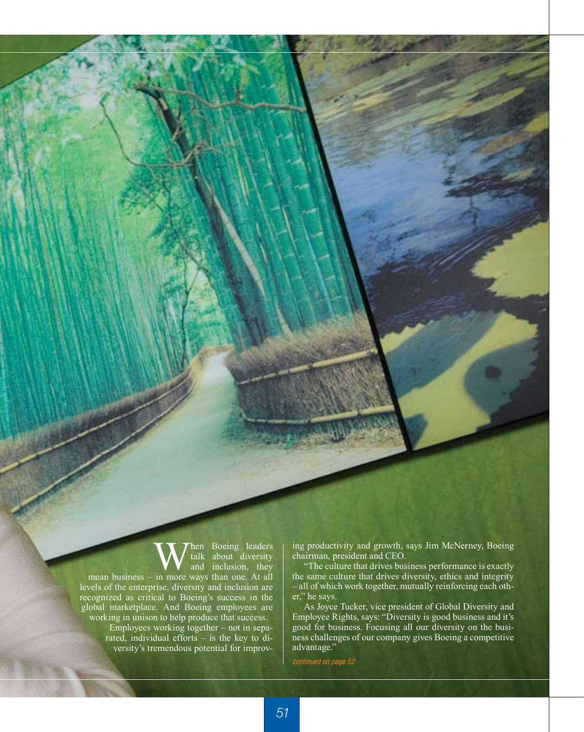When Boeing leaders talk about diversity and inclusion, they mean business – in more ways than one. At all levels of the enterprise, diversity and inclusion are recognized as critical to Boeing's success in the global marketplace. And Boeing employees are working in unison to help produce that success.

Employees working together – not in separated, individual efforts – is the key to diversity's tremendous potential for improving productivity and growth, says Jim McNerney, Boeing chairman, president and CEO.

"The culture that drives business performance is exactly the same culture that drives diversity, ethics and integrity – all of which work together, mutually reinforcing each other," he says.

As Joyce Tucker, vice president of Global Diversity and Employee Rights, says: "Diversity is good business and it's good for business. Focusing all our diversity on the business challenges of our company gives Boeing a competitive advantage."

*continued on page 52*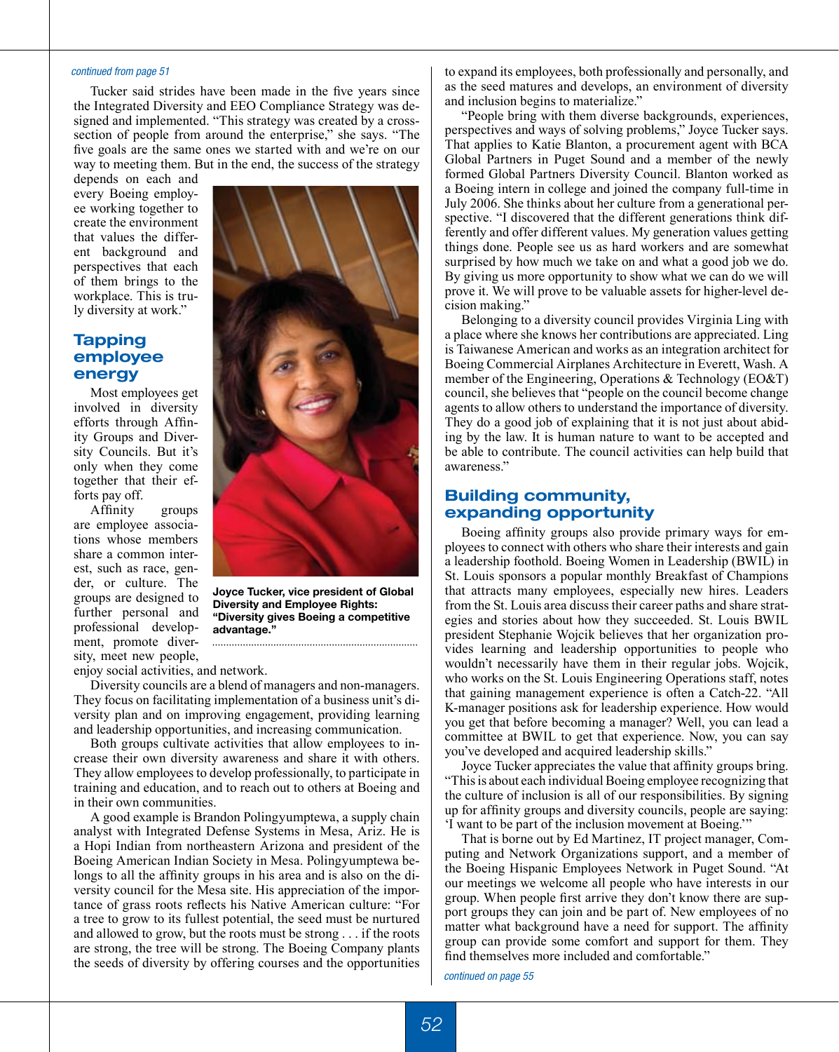*continued from page 51*

Tucker said strides have been made in the five years since the Integrated Diversity and EEO Compliance Strategy was designed and implemented. "This strategy was created by a cross-section of people from around the enterprise," she says. "The five goals are the same ones we started with and we're on our way to meeting them. But in the end, the success of the strategy depends on each and every Boeing employee working together to create the environment that values the different background and perspectives that each of them brings to the workplace. This is truly diversity at work."

**Joyce Tucker, vice president of Global Diversity and Employee Rights: "Diversity gives Boeing a competitive advantage."**

## Tapping employee energy

Most employees get involved in diversity efforts through Affinity Groups and Diversity Councils. But it's only when they come together that their efforts pay off.

Affinity groups are employee associations whose members share a common interest, such as race, gender, or culture. The groups are designed to further personal and professional development, promote diversity, meet new people, enjoy social activities, and network.

Diversity councils are a blend of managers and non-managers. They focus on facilitating implementation of a business unit's diversity plan and on improving engagement, providing learning and leadership opportunities, and increasing communication.

Both groups cultivate activities that allow employees to increase their own diversity awareness and share it with others. They allow employees to develop professionally, to participate in training and education, and to reach out to others at Boeing and in their own communities.

A good example is Brandon Polingyumptewa, a supply chain analyst with Integrated Defense Systems in Mesa, Ariz. He is a Hopi Indian from northeastern Arizona and president of the Boeing American Indian Society in Mesa. Polingyumptewa belongs to all the affinity groups in his area and is also on the diversity council for the Mesa site. His appreciation of the importance of grass roots reflects his Native American culture: "For a tree to grow to its fullest potential, the seed must be nurtured and allowed to grow, but the roots must be strong . . . if the roots are strong, the tree will be strong. The Boeing Company plants the seeds of diversity by offering courses and the opportunities to expand its employees, both professionally and personally, and as the seed matures and develops, an environment of diversity and inclusion begins to materialize."

"People bring with them diverse backgrounds, experiences, perspectives and ways of solving problems," Joyce Tucker says. That applies to Katie Blanton, a procurement agent with BCA Global Partners in Puget Sound and a member of the newly formed Global Partners Diversity Council. Blanton worked as a Boeing intern in college and joined the company full-time in July 2006. She thinks about her culture from a generational perspective. "I discovered that the different generations think differently and offer different values. My generation values getting things done. People see us as hard workers and are somewhat surprised by how much we take on and what a good job we do. By giving us more opportunity to show what we can do we will prove it. We will prove to be valuable assets for higher-level decision making."

Belonging to a diversity council provides Virginia Ling with a place where she knows her contributions are appreciated. Ling is Taiwanese American and works as an integration architect for Boeing Commercial Airplanes Architecture in Everett, Wash. A member of the Engineering, Operations & Technology (EO&T) council, she believes that "people on the council become change agents to allow others to understand the importance of diversity. They do a good job of explaining that it is not just about abiding by the law. It is human nature to want to be accepted and be able to contribute. The council activities can help build that awareness."

## Building community, expanding opportunity

Boeing affinity groups also provide primary ways for employees to connect with others who share their interests and gain a leadership foothold. Boeing Women in Leadership (BWIL) in St. Louis sponsors a popular monthly Breakfast of Champions that attracts many employees, especially new hires. Leaders from the St. Louis area discuss their career paths and share strategies and stories about how they succeeded. St. Louis BWIL president Stephanie Wojcik believes that her organization provides learning and leadership opportunities to people who wouldn't necessarily have them in their regular jobs. Wojcik, who works on the St. Louis Engineering Operations staff, notes that gaining management experience is often a Catch-22. "All K-manager positions ask for leadership experience. How would you get that before becoming a manager? Well, you can lead a committee at BWIL to get that experience. Now, you can say you've developed and acquired leadership skills."

Joyce Tucker appreciates the value that affinity groups bring. "This is about each individual Boeing employee recognizing that the culture of inclusion is all of our responsibilities. By signing up for affinity groups and diversity councils, people are saying: 'I want to be part of the inclusion movement at Boeing.'"

That is borne out by Ed Martinez, IT project manager, Computing and Network Organizations support, and a member of the Boeing Hispanic Employees Network in Puget Sound. "At our meetings we welcome all people who have interests in our group. When people first arrive they don't know there are support groups they can join and be part of. New employees of no matter what background have a need for support. The affinity group can provide some comfort and support for them. They find themselves more included and comfortable."

*continued on page 55*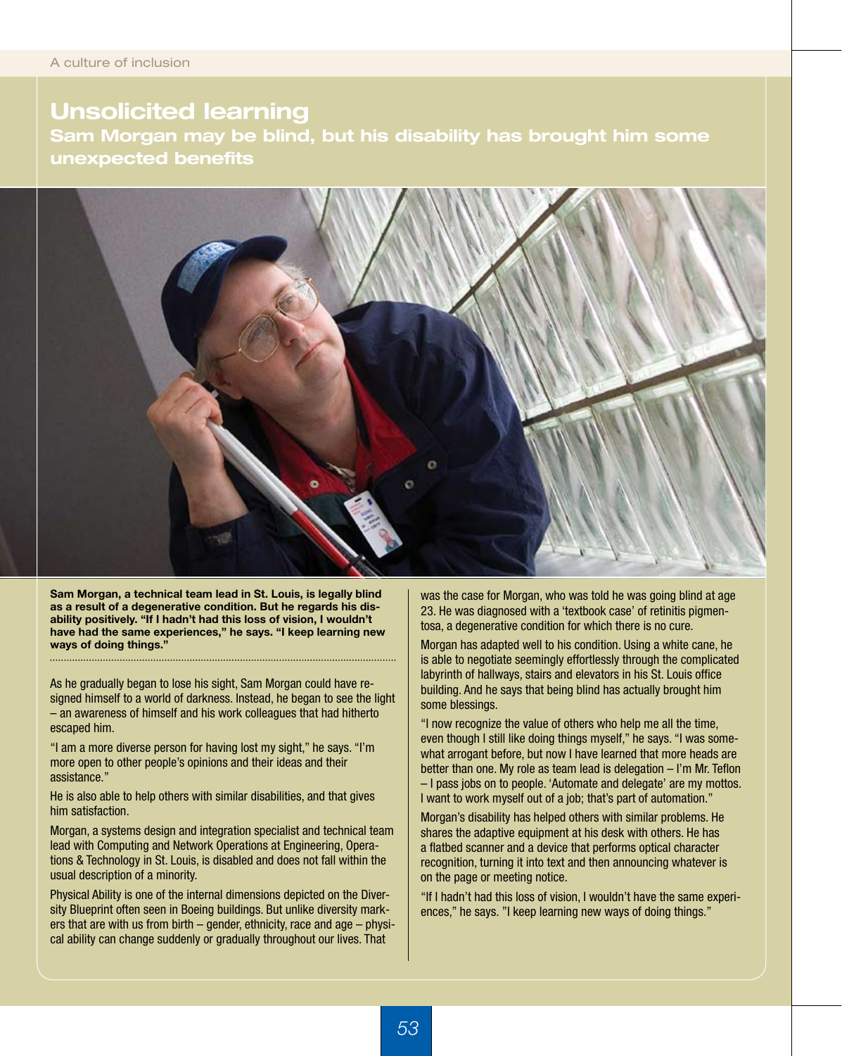# Unsolicited learning

## Sam Morgan may be blind, but his disability has brought him some unexpected benefits

**Sam Morgan, a technical team lead in St. Louis, is legally blind as a result of a degenerative condition. But he regards his disability positively. "If I hadn't had this loss of vision, I wouldn't have had the same experiences," he says. "I keep learning new ways of doing things."**

As he gradually began to lose his sight, Sam Morgan could have resigned himself to a world of darkness. Instead, he began to see the light – an awareness of himself and his work colleagues that had hitherto escaped him.

"I am a more diverse person for having lost my sight," he says. "I'm more open to other people's opinions and their ideas and their assistance."

He is also able to help others with similar disabilities, and that gives him satisfaction.

Morgan, a systems design and integration specialist and technical team lead with Computing and Network Operations at Engineering, Operations & Technology in St. Louis, is disabled and does not fall within the usual description of a minority.

Physical Ability is one of the internal dimensions depicted on the Diversity Blueprint often seen in Boeing buildings. But unlike diversity markers that are with us from birth – gender, ethnicity, race and age – physical ability can change suddenly or gradually throughout our lives. That was the case for Morgan, who was told he was going blind at age 23. He was diagnosed with a 'textbook case' of retinitis pigmentosa, a degenerative condition for which there is no cure.

Morgan has adapted well to his condition. Using a white cane, he is able to negotiate seemingly effortlessly through the complicated labyrinth of hallways, stairs and elevators in his St. Louis office building. And he says that being blind has actually brought him some blessings.

"I now recognize the value of others who help me all the time, even though I still like doing things myself," he says. "I was somewhat arrogant before, but now I have learned that more heads are better than one. My role as team lead is delegation – I'm Mr. Teflon – I pass jobs on to people. 'Automate and delegate' are my mottos. I want to work myself out of a job; that's part of automation."

Morgan's disability has helped others with similar problems. He shares the adaptive equipment at his desk with others. He has a flatbed scanner and a device that performs optical character recognition, turning it into text and then announcing whatever is on the page or meeting notice.

"If I hadn't had this loss of vision, I wouldn't have the same experiences," he says. "I keep learning new ways of doing things."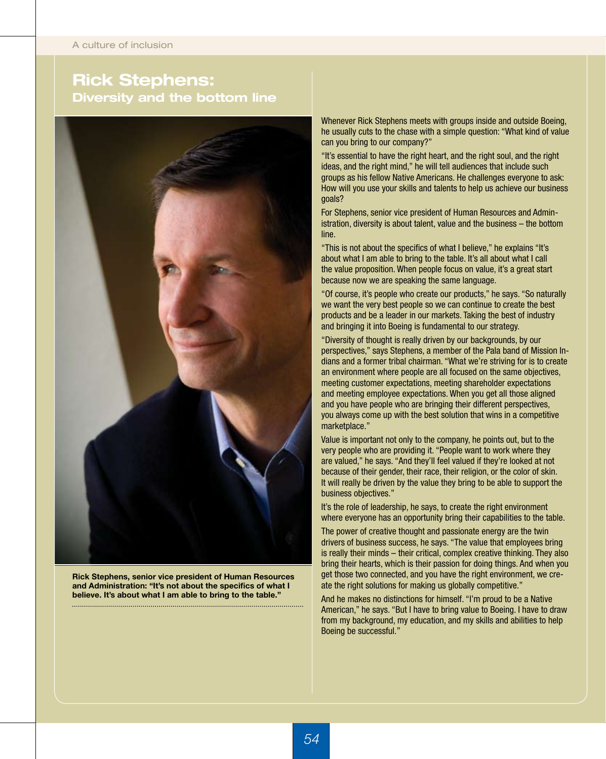# Rick Stephens:

## Diversity and the bottom line

Rick Stephens, senior vice president of Human Resources and Administration: "It's not about the specifics of what I believe. It's about what I am able to bring to the table."

Whenever Rick Stephens meets with groups inside and outside Boeing, he usually cuts to the chase with a simple question: "What kind of value can you bring to our company?"

"It's essential to have the right heart, and the right soul, and the right ideas, and the right mind," he will tell audiences that include such groups as his fellow Native Americans. He challenges everyone to ask: How will you use your skills and talents to help us achieve our business goals?

For Stephens, senior vice president of Human Resources and Administration, diversity is about talent, value and the business – the bottom line.

"This is not about the specifics of what I believe," he explains "It's about what I am able to bring to the table. It's all about what I call the value proposition. When people focus on value, it's a great start because now we are speaking the same language.

"Of course, it's people who create our products," he says. "So naturally we want the very best people so we can continue to create the best products and be a leader in our markets. Taking the best of industry and bringing it into Boeing is fundamental to our strategy.

"Diversity of thought is really driven by our backgrounds, by our perspectives," says Stephens, a member of the Pala band of Mission Indians and a former tribal chairman. "What we're striving for is to create an environment where people are all focused on the same objectives, meeting customer expectations, meeting shareholder expectations and meeting employee expectations. When you get all those aligned and you have people who are bringing their different perspectives, you always come up with the best solution that wins in a competitive marketplace."

Value is important not only to the company, he points out, but to the very people who are providing it. "People want to work where they are valued," he says. "And they'll feel valued if they're looked at not because of their gender, their race, their religion, or the color of skin. It will really be driven by the value they bring to be able to support the business objectives."

It's the role of leadership, he says, to create the right environment where everyone has an opportunity bring their capabilities to the table.

The power of creative thought and passionate energy are the twin drivers of business success, he says. "The value that employees bring is really their minds – their critical, complex creative thinking. They also bring their hearts, which is their passion for doing things. And when you get those two connected, and you have the right environment, we create the right solutions for making us globally competitive."

And he makes no distinctions for himself. "I'm proud to be a Native American," he says. "But I have to bring value to Boeing. I have to draw from my background, my education, and my skills and abilities to help Boeing be successful."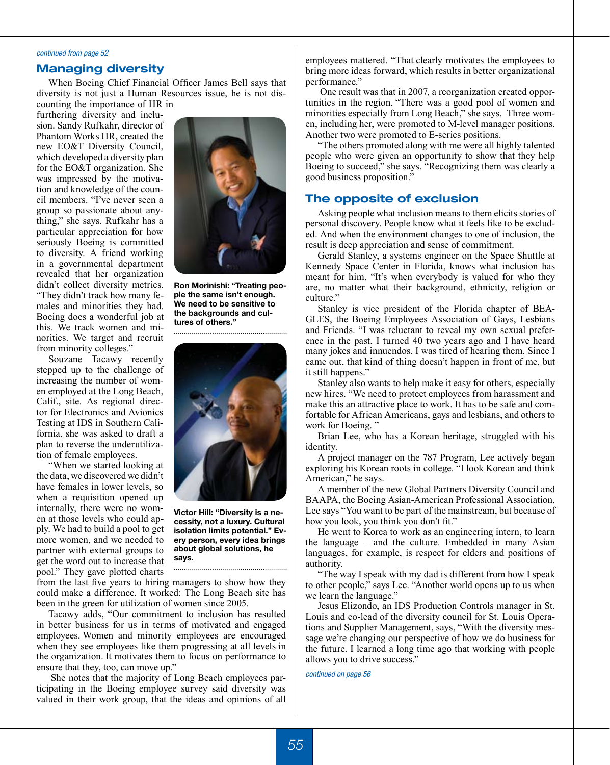*continued from page 52*

## Managing diversity

When Boeing Chief Financial Officer James Bell says that diversity is not just a Human Resources issue, he is not discounting the importance of HR in furthering diversity and inclusion. Sandy Rufkahr, director of Phantom Works HR, created the new EO&T Diversity Council, which developed a diversity plan for the EO&T organization. She was impressed by the motivation and knowledge of the council members. "I've never seen a group so passionate about anything," she says. Rufkahr has a particular appreciation for how seriously Boeing is committed to diversity. A friend working in a governmental department revealed that her organization didn't collect diversity metrics. "They didn't track how many females and minorities they had. Boeing does a wonderful job at this. We track women and minorities. We target and recruit from minority colleges."

Souzane Tacawy recently stepped up to the challenge of increasing the number of women employed at the Long Beach, Calif., site. As regional director for Electronics and Avionics Testing at IDS in Southern California, she was asked to draft a plan to reverse the underutilization of female employees.

"When we started looking at the data, we discovered we didn't have females in lower levels, so when a requisition opened up internally, there were no women at those levels who could apply. We had to build a pool to get more women, and we needed to partner with external groups to get the word out to increase that pool." They gave plotted charts from the last five years to hiring managers to show how they could make a difference. It worked: The Long Beach site has been in the green for utilization of women since 2005.

Tacawy adds, "Our commitment to inclusion has resulted in better business for us in terms of motivated and engaged employees. Women and minority employees are encouraged when they see employees like them progressing at all levels in the organization. It motivates them to focus on performance to ensure that they, too, can move up."

She notes that the majority of Long Beach employees participating in the Boeing employee survey said diversity was valued in their work group, that the ideas and opinions of all employees mattered. "That clearly motivates the employees to bring more ideas forward, which results in better organizational performance."

One result was that in 2007, a reorganization created opportunities in the region. "There was a good pool of women and minorities especially from Long Beach," she says. Three women, including her, were promoted to M-level manager positions. Another two were promoted to E-series positions.

"The others promoted along with me were all highly talented people who were given an opportunity to show that they help Boeing to succeed," she says. "Recognizing them was clearly a good business proposition."

**Ron Morinishi: "Treating people the same isn't enough. We need to be sensitive to the backgrounds and cultures of others."**

**Victor Hill: "Diversity is a necessity, not a luxury. Cultural isolation limits potential." Every person, every idea brings about global solutions, he says.**

## The opposite of exclusion

Asking people what inclusion means to them elicits stories of personal discovery. People know what it feels like to be excluded. And when the environment changes to one of inclusion, the result is deep appreciation and sense of commitment.

Gerald Stanley, a systems engineer on the Space Shuttle at Kennedy Space Center in Florida, knows what inclusion has meant for him. "It's when everybody is valued for who they are, no matter what their background, ethnicity, religion or culture."

Stanley is vice president of the Florida chapter of BEAGLES, the Boeing Employees Association of Gays, Lesbians and Friends. "I was reluctant to reveal my own sexual preference in the past. I turned 40 two years ago and I have heard many jokes and innuendos. I was tired of hearing them. Since I came out, that kind of thing doesn't happen in front of me, but it still happens."

Stanley also wants to help make it easy for others, especially new hires. "We need to protect employees from harassment and make this an attractive place to work. It has to be safe and comfortable for African Americans, gays and lesbians, and others to work for Boeing."

Brian Lee, who has a Korean heritage, struggled with his identity.

A project manager on the 787 Program, Lee actively began exploring his Korean roots in college. "I look Korean and think American," he says.

A member of the new Global Partners Diversity Council and BAAPA, the Boeing Asian-American Professional Association, Lee says "You want to be part of the mainstream, but because of how you look, you think you don't fit."

He went to Korea to work as an engineering intern, to learn the language – and the culture. Embedded in many Asian languages, for example, is respect for elders and positions of authority.

"The way I speak with my dad is different from how I speak to other people," says Lee. "Another world opens up to us when we learn the language."

Jesus Elizondo, an IDS Production Controls manager in St. Louis and co-lead of the diversity council for St. Louis Operations and Supplier Management, says, "With the diversity message we're changing our perspective of how we do business for the future. I learned a long time ago that working with people allows you to drive success."

*continued on page 56*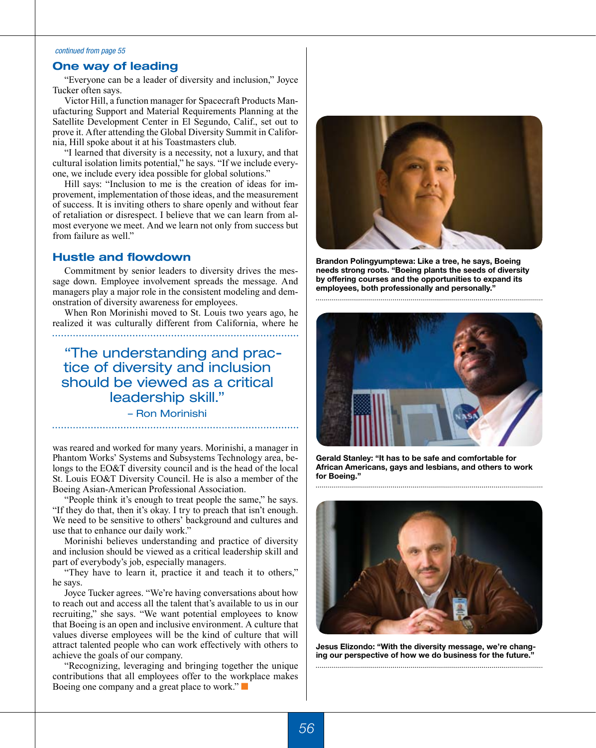*continued from page 55*

## One way of leading

"Everyone can be a leader of diversity and inclusion," Joyce Tucker often says.

Victor Hill, a function manager for Spacecraft Products Manufacturing Support and Material Requirements Planning at the Satellite Development Center in El Segundo, Calif., set out to prove it. After attending the Global Diversity Summit in California, Hill spoke about it at his Toastmasters club.

"I learned that diversity is a necessity, not a luxury, and that cultural isolation limits potential," he says. "If we include everyone, we include every idea possible for global solutions."

Hill says: "Inclusion to me is the creation of ideas for improvement, implementation of those ideas, and the measurement of success. It is inviting others to share openly and without fear of retaliation or disrespect. I believe that we can learn from almost everyone we meet. And we learn not only from success but from failure as well."

## Hustle and flowdown

Commitment by senior leaders to diversity drives the message down. Employee involvement spreads the message. And managers play a major role in the consistent modeling and demonstration of diversity awareness for employees.

When Ron Morinishi moved to St. Louis two years ago, he realized it was culturally different from California, where he was reared and worked for many years. Morinishi, a manager in Phantom Works' Systems and Subsystems Technology area, belongs to the EO&T diversity council and is the head of the local St. Louis EO&T Diversity Council. He is also a member of the Boeing Asian-American Professional Association.

> "The understanding and practice of diversity and inclusion should be viewed as a critical leadership skill."
>
> – Ron Morinishi

"People think it's enough to treat people the same," he says. "If they do that, then it's okay. I try to preach that isn't enough. We need to be sensitive to others' background and cultures and use that to enhance our daily work."

Morinishi believes understanding and practice of diversity and inclusion should be viewed as a critical leadership skill and part of everybody's job, especially managers.

"They have to learn it, practice it and teach it to others," he says.

Joyce Tucker agrees. "We're having conversations about how to reach out and access all the talent that's available to us in our recruiting," she says. "We want potential employees to know that Boeing is an open and inclusive environment. A culture that values diverse employees will be the kind of culture that will attract talented people who can work effectively with others to achieve the goals of our company.

"Recognizing, leveraging and bringing together the unique contributions that all employees offer to the workplace makes Boeing one company and a great place to work."

**Brandon Polingyumptewa: Like a tree, he says, Boeing needs strong roots. "Boeing plants the seeds of diversity by offering courses and the opportunities to expand its employees, both professionally and personally."**

**Gerald Stanley: "It has to be safe and comfortable for African Americans, gays and lesbians, and others to work for Boeing."**

**Jesus Elizondo: "With the diversity message, we're changing our perspective of how we do business for the future."**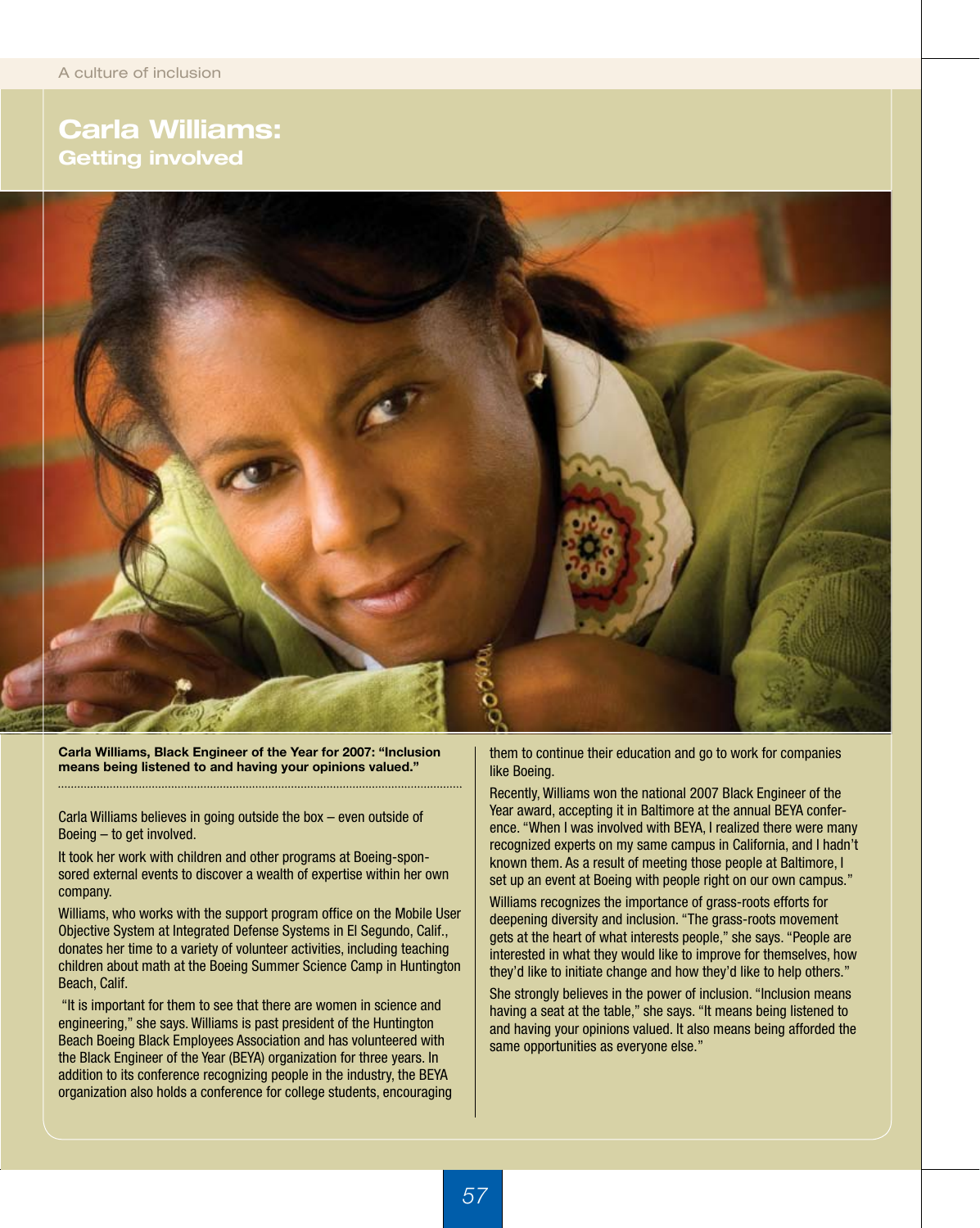# Carla Williams:

## Getting involved

**Carla Williams, Black Engineer of the Year for 2007: "Inclusion means being listened to and having your opinions valued."**

Carla Williams believes in going outside the box – even outside of Boeing – to get involved.

It took her work with children and other programs at Boeing-sponsored external events to discover a wealth of expertise within her own company.

Williams, who works with the support program office on the Mobile User Objective System at Integrated Defense Systems in El Segundo, Calif., donates her time to a variety of volunteer activities, including teaching children about math at the Boeing Summer Science Camp in Huntington Beach, Calif.

"It is important for them to see that there are women in science and engineering," she says. Williams is past president of the Huntington Beach Boeing Black Employees Association and has volunteered with the Black Engineer of the Year (BEYA) organization for three years. In addition to its conference recognizing people in the industry, the BEYA organization also holds a conference for college students, encouraging them to continue their education and go to work for companies like Boeing.

Recently, Williams won the national 2007 Black Engineer of the Year award, accepting it in Baltimore at the annual BEYA conference. "When I was involved with BEYA, I realized there were many recognized experts on my same campus in California, and I hadn't known them. As a result of meeting those people at Baltimore, I set up an event at Boeing with people right on our own campus."

Williams recognizes the importance of grass-roots efforts for deepening diversity and inclusion. "The grass-roots movement gets at the heart of what interests people," she says. "People are interested in what they would like to improve for themselves, how they'd like to initiate change and how they'd like to help others."

She strongly believes in the power of inclusion. "Inclusion means having a seat at the table," she says. "It means being listened to and having your opinions valued. It also means being afforded the same opportunities as everyone else."